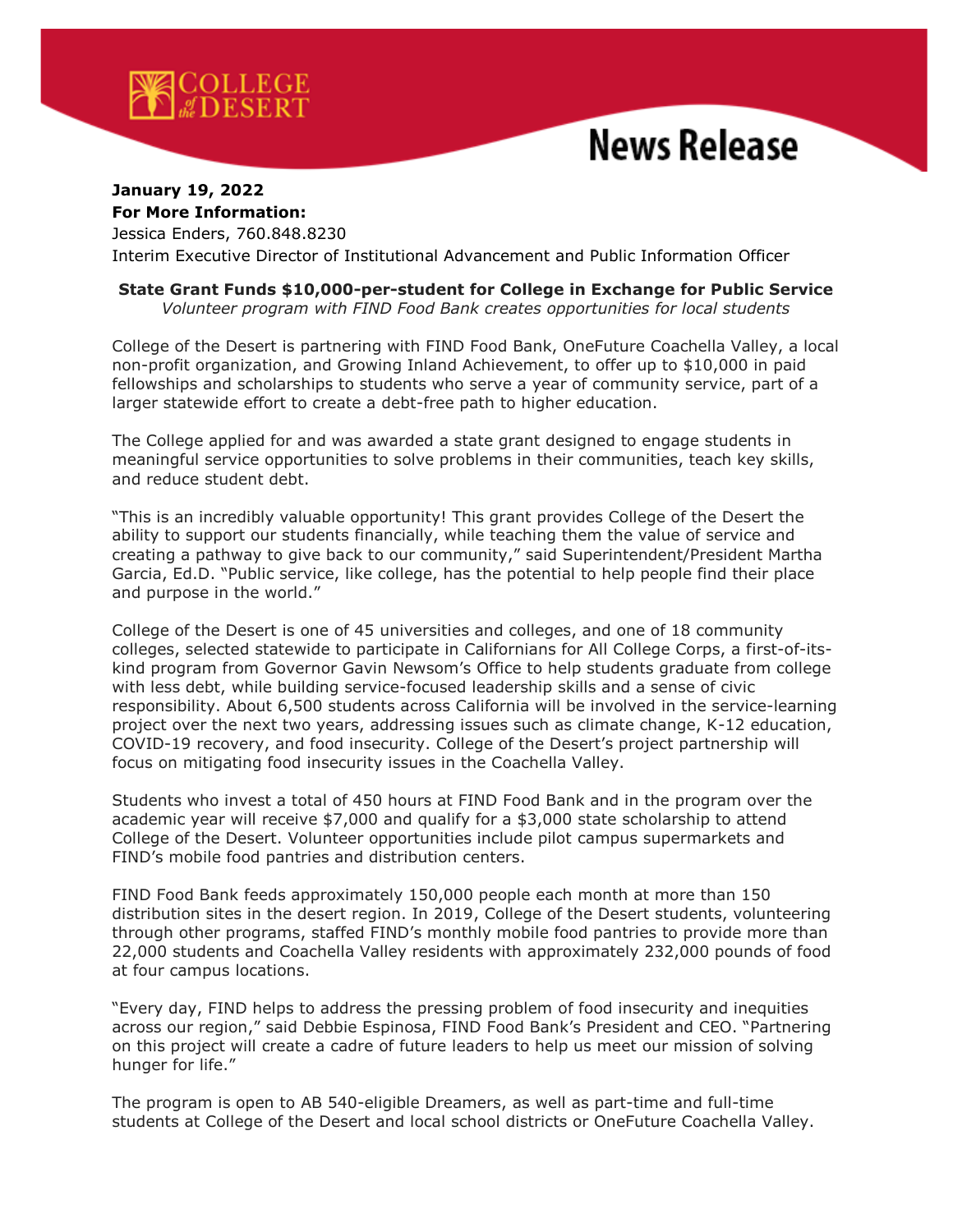COLLEGE of the DESERT

# News Release

**January 19, 2022**
**For More Information:**
Jessica Enders, 760.848.8230
Interim Executive Director of Institutional Advancement and Public Information Officer

**State Grant Funds $10,000-per-student for College in Exchange for Public Service**
*Volunteer program with FIND Food Bank creates opportunities for local students*

College of the Desert is partnering with FIND Food Bank, OneFuture Coachella Valley, a local non-profit organization, and Growing Inland Achievement, to offer up to $10,000 in paid fellowships and scholarships to students who serve a year of community service, part of a larger statewide effort to create a debt-free path to higher education.

The College applied for and was awarded a state grant designed to engage students in meaningful service opportunities to solve problems in their communities, teach key skills, and reduce student debt.

"This is an incredibly valuable opportunity! This grant provides College of the Desert the ability to support our students financially, while teaching them the value of service and creating a pathway to give back to our community," said Superintendent/President Martha Garcia, Ed.D. "Public service, like college, has the potential to help people find their place and purpose in the world."

College of the Desert is one of 45 universities and colleges, and one of 18 community colleges, selected statewide to participate in Californians for All College Corps, a first-of-its-kind program from Governor Gavin Newsom's Office to help students graduate from college with less debt, while building service-focused leadership skills and a sense of civic responsibility. About 6,500 students across California will be involved in the service-learning project over the next two years, addressing issues such as climate change, K-12 education, COVID-19 recovery, and food insecurity. College of the Desert's project partnership will focus on mitigating food insecurity issues in the Coachella Valley.

Students who invest a total of 450 hours at FIND Food Bank and in the program over the academic year will receive $7,000 and qualify for a $3,000 state scholarship to attend College of the Desert. Volunteer opportunities include pilot campus supermarkets and FIND's mobile food pantries and distribution centers.

FIND Food Bank feeds approximately 150,000 people each month at more than 150 distribution sites in the desert region. In 2019, College of the Desert students, volunteering through other programs, staffed FIND's monthly mobile food pantries to provide more than 22,000 students and Coachella Valley residents with approximately 232,000 pounds of food at four campus locations.

"Every day, FIND helps to address the pressing problem of food insecurity and inequities across our region," said Debbie Espinosa, FIND Food Bank's President and CEO. "Partnering on this project will create a cadre of future leaders to help us meet our mission of solving hunger for life."

The program is open to AB 540-eligible Dreamers, as well as part-time and full-time students at College of the Desert and local school districts or OneFuture Coachella Valley.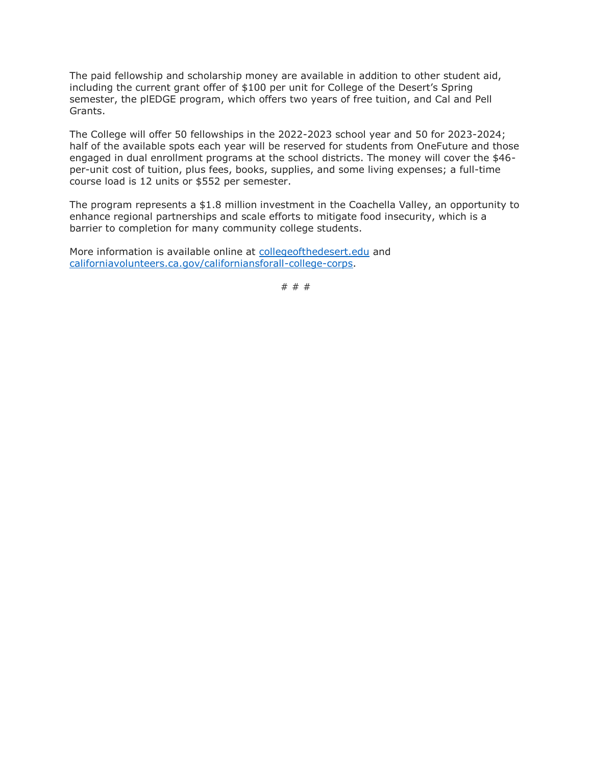The paid fellowship and scholarship money are available in addition to other student aid, including the current grant offer of $100 per unit for College of the Desert's Spring semester, the plEDGE program, which offers two years of free tuition, and Cal and Pell Grants.

The College will offer 50 fellowships in the 2022-2023 school year and 50 for 2023-2024; half of the available spots each year will be reserved for students from OneFuture and those engaged in dual enrollment programs at the school districts. The money will cover the $46-per-unit cost of tuition, plus fees, books, supplies, and some living expenses; a full-time course load is 12 units or $552 per semester.

The program represents a $1.8 million investment in the Coachella Valley, an opportunity to enhance regional partnerships and scale efforts to mitigate food insecurity, which is a barrier to completion for many community college students.

More information is available online at [collegeofthedesert.edu](collegeofthedesert.edu) and [californiavolunteers.ca.gov/californiansforall-college-corps](californiavolunteers.ca.gov/californiansforall-college-corps).

# # #